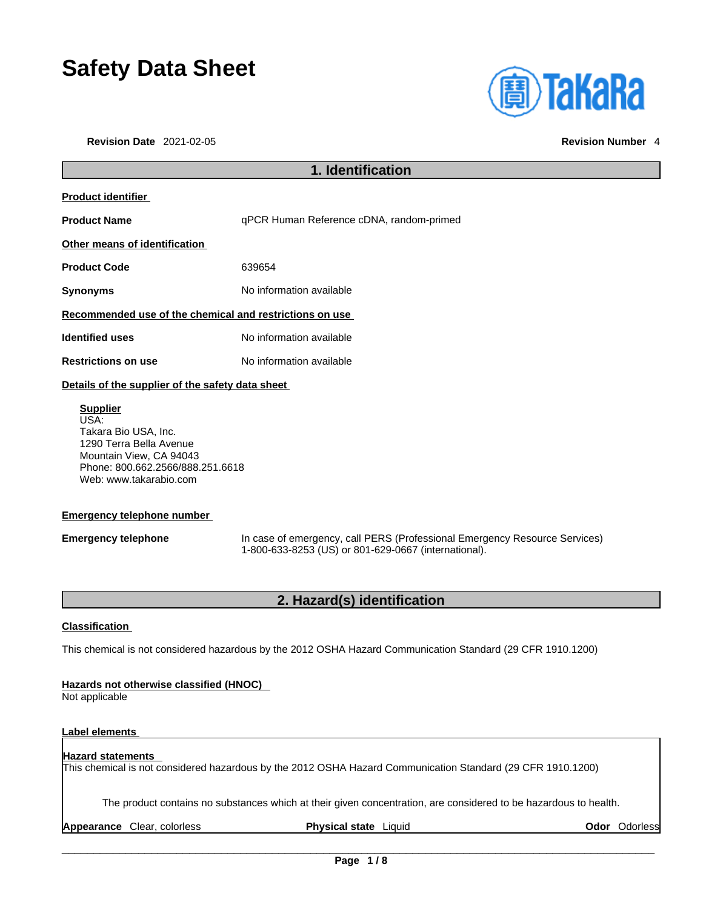# Safety Data Sheet

**Revision Date** 2021-02-05 **Revision Number** 4

## 1. Identification

**Product identifier**

**Product Name** qPCR Human Reference cDNA, random-primed

**Other means of identification**

**Product Code** 639654

**Synonyms** No information available

**Recommended use of the chemical and restrictions on use**

**Identified uses** No information available

**Restrictions on use** No information available

**Details of the supplier of the safety data sheet**

**Supplier**
USA:
Takara Bio USA, Inc.
1290 Terra Bella Avenue
Mountain View, CA 94043
Phone: 800.662.2566/888.251.6618
Web: www.takarabio.com

**Emergency telephone number**

**Emergency telephone** In case of emergency, call PERS (Professional Emergency Resource Services) 1-800-633-8253 (US) or 801-629-0667 (international).

## 2. Hazard(s) identification

**Classification**

This chemical is not considered hazardous by the 2012 OSHA Hazard Communication Standard (29 CFR 1910.1200)

**Hazards not otherwise classified (HNOC)**
Not applicable

**Label elements**

**Hazard statements**
This chemical is not considered hazardous by the 2012 OSHA Hazard Communication Standard (29 CFR 1910.1200)

The product contains no substances which at their given concentration, are considered to be hazardous to health.

**Appearance** Clear, colorless **Physical state** Liquid **Odor** Odorless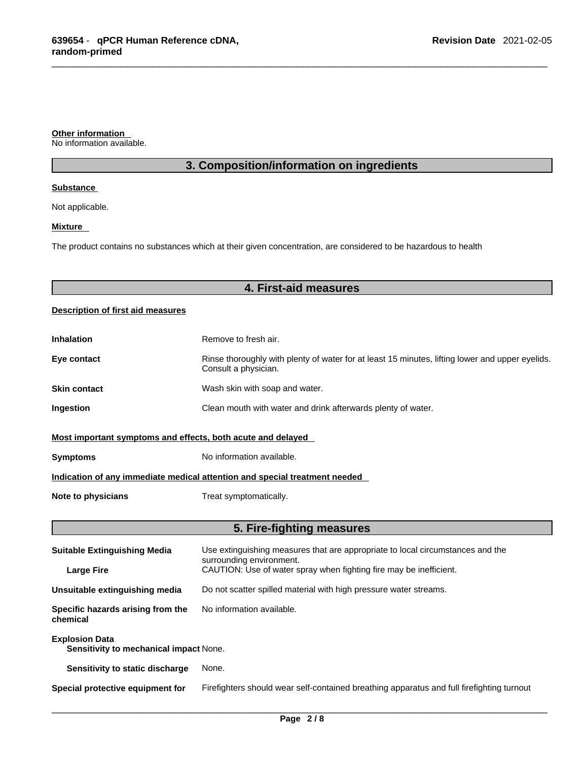**Other information**
No information available.

## 3. Composition/information on ingredients

**Substance**

Not applicable.

**Mixture**

The product contains no substances which at their given concentration, are considered to be hazardous to health

## 4. First-aid measures

**Description of first aid measures**

| | |
|---|---|
| **Inhalation** | Remove to fresh air. |
| **Eye contact** | Rinse thoroughly with plenty of water for at least 15 minutes, lifting lower and upper eyelids. Consult a physician. |
| **Skin contact** | Wash skin with soap and water. |
| **Ingestion** | Clean mouth with water and drink afterwards plenty of water. |

**Most important symptoms and effects, both acute and delayed**

| | |
|---|---|
| **Symptoms** | No information available. |

**Indication of any immediate medical attention and special treatment needed**

| | |
|---|---|
| **Note to physicians** | Treat symptomatically. |

## 5. Fire-fighting measures

| | |
|---|---|
| **Suitable Extinguishing Media** | Use extinguishing measures that are appropriate to local circumstances and the surrounding environment. |
| **Large Fire** | CAUTION: Use of water spray when fighting fire may be inefficient. |
| **Unsuitable extinguishing media** | Do not scatter spilled material with high pressure water streams. |
| **Specific hazards arising from the chemical** | No information available. |

**Explosion Data**

| | |
|---|---|
| **Sensitivity to mechanical impact** | None. |
| **Sensitivity to static discharge** | None. |

| | |
|---|---|
| **Special protective equipment for** | Firefighters should wear self-contained breathing apparatus and full firefighting turnout |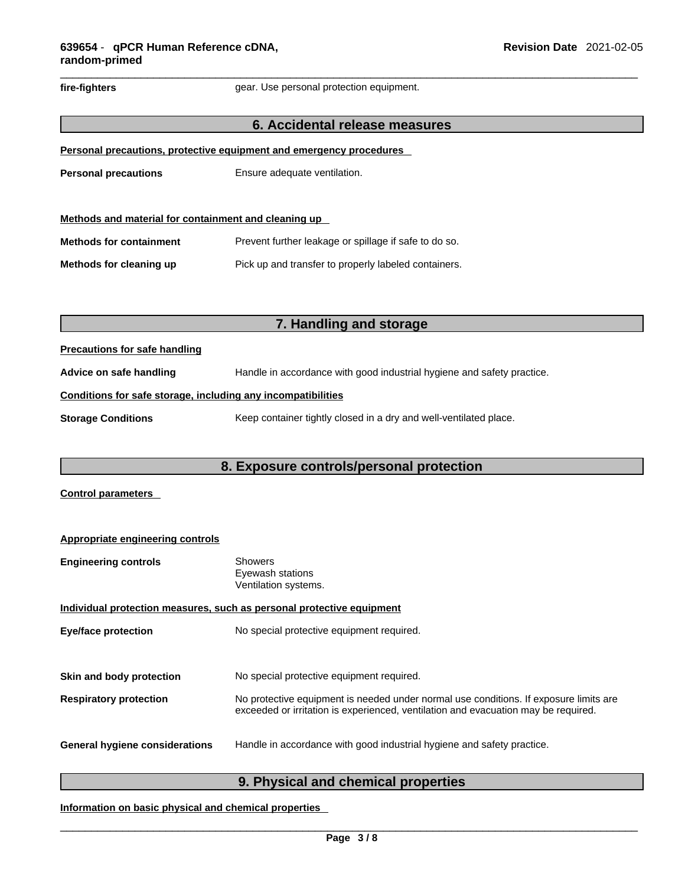| | |
|---|---|
| **fire-fighters** | gear. Use personal protection equipment. |

## 6. Accidental release measures

**Personal precautions, protective equipment and emergency procedures**

| | |
|---|---|
| **Personal precautions** | Ensure adequate ventilation. |

**Methods and material for containment and cleaning up**

| | |
|---|---|
| **Methods for containment** | Prevent further leakage or spillage if safe to do so. |
| **Methods for cleaning up** | Pick up and transfer to properly labeled containers. |

## 7. Handling and storage

**Precautions for safe handling**

| | |
|---|---|
| **Advice on safe handling** | Handle in accordance with good industrial hygiene and safety practice. |

**Conditions for safe storage, including any incompatibilities**

| | |
|---|---|
| **Storage Conditions** | Keep container tightly closed in a dry and well-ventilated place. |

## 8. Exposure controls/personal protection

**Control parameters**

**Appropriate engineering controls**

| | |
|---|---|
| **Engineering controls** | Showers<br>Eyewash stations<br>Ventilation systems. |

**Individual protection measures, such as personal protective equipment**

| | |
|---|---|
| **Eye/face protection** | No special protective equipment required. |
| **Skin and body protection** | No special protective equipment required. |
| **Respiratory protection** | No protective equipment is needed under normal use conditions. If exposure limits are exceeded or irritation is experienced, ventilation and evacuation may be required. |
| **General hygiene considerations** | Handle in accordance with good industrial hygiene and safety practice. |

## 9. Physical and chemical properties

**Information on basic physical and chemical properties**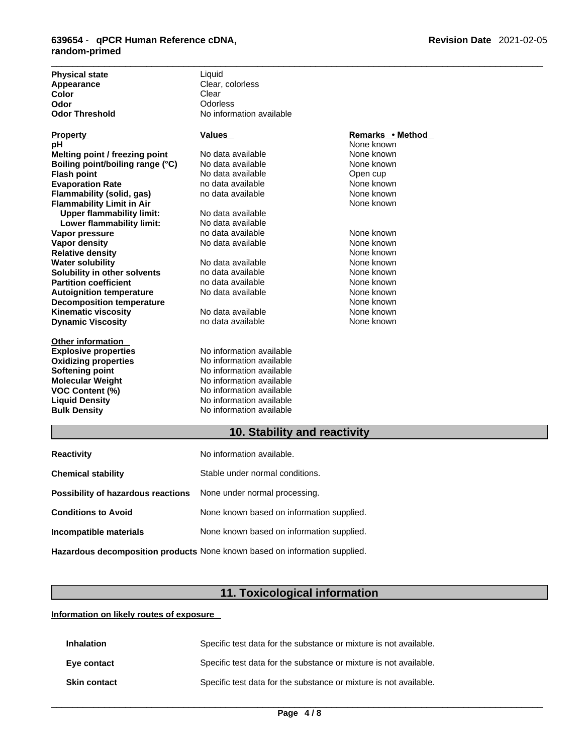| | |
|---|---|
| **Physical state** | Liquid |
| **Appearance** | Clear, colorless |
| **Color** | Clear |
| **Odor** | Odorless |
| **Odor Threshold** | No information available |

| Property | Values | Remarks • Method |
|---|---|---|
| **pH** | | None known |
| **Melting point / freezing point** | No data available | None known |
| **Boiling point/boiling range (°C)** | No data available | None known |
| **Flash point** | No data available | Open cup |
| **Evaporation Rate** | no data available | None known |
| **Flammability (solid, gas)** | no data available | None known |
| **Flammability Limit in Air** | | None known |
| **Upper flammability limit:** | No data available | |
| **Lower flammability limit:** | No data available | |
| **Vapor pressure** | no data available | None known |
| **Vapor density** | No data available | None known |
| **Relative density** | | None known |
| **Water solubility** | No data available | None known |
| **Solubility in other solvents** | no data available | None known |
| **Partition coefficient** | no data available | None known |
| **Autoignition temperature** | No data available | None known |
| **Decomposition temperature** | | None known |
| **Kinematic viscosity** | No data available | None known |
| **Dynamic Viscosity** | no data available | None known |

**Other information**

| | |
|---|---|
| **Explosive properties** | No information available |
| **Oxidizing properties** | No information available |
| **Softening point** | No information available |
| **Molecular Weight** | No information available |
| **VOC Content (%)** | No information available |
| **Liquid Density** | No information available |
| **Bulk Density** | No information available |

## 10. Stability and reactivity

| | |
|---|---|
| **Reactivity** | No information available. |
| **Chemical stability** | Stable under normal conditions. |
| **Possibility of hazardous reactions** | None under normal processing. |
| **Conditions to Avoid** | None known based on information supplied. |
| **Incompatible materials** | None known based on information supplied. |
| **Hazardous decomposition products** | None known based on information supplied. |

## 11. Toxicological information

**Information on likely routes of exposure**

| | |
|---|---|
| **Inhalation** | Specific test data for the substance or mixture is not available. |
| **Eye contact** | Specific test data for the substance or mixture is not available. |
| **Skin contact** | Specific test data for the substance or mixture is not available. |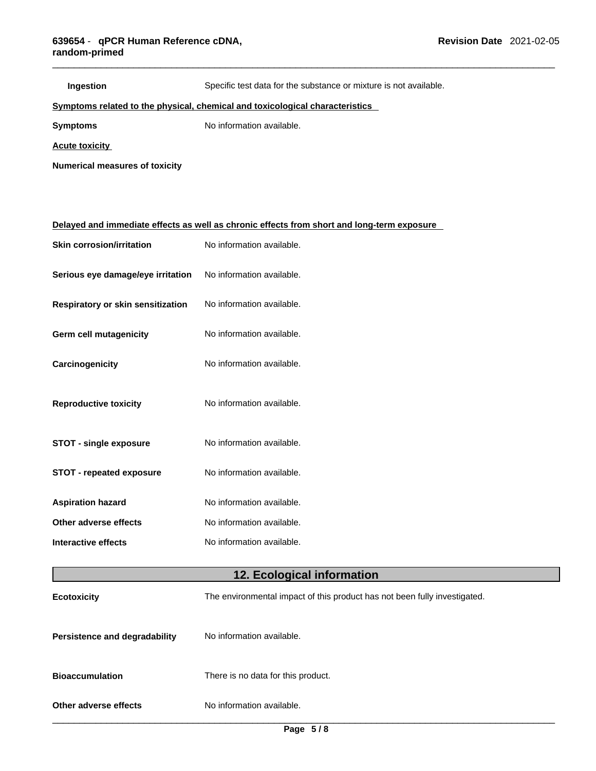**Ingestion** Specific test data for the substance or mixture is not available.

**Symptoms related to the physical, chemical and toxicological characteristics**

**Symptoms** No information available.

**Acute toxicity**

**Numerical measures of toxicity**

**Delayed and immediate effects as well as chronic effects from short and long-term exposure**

**Skin corrosion/irritation** No information available.

**Serious eye damage/eye irritation** No information available.

**Respiratory or skin sensitization** No information available.

**Germ cell mutagenicity** No information available.

**Carcinogenicity** No information available.

**Reproductive toxicity** No information available.

**STOT - single exposure** No information available.

**STOT - repeated exposure** No information available.

**Aspiration hazard** No information available.

**Other adverse effects** No information available.

**Interactive effects** No information available.

## 12. Ecological information

**Ecotoxicity** The environmental impact of this product has not been fully investigated.

**Persistence and degradability** No information available.

**Bioaccumulation** There is no data for this product.

**Other adverse effects** No information available.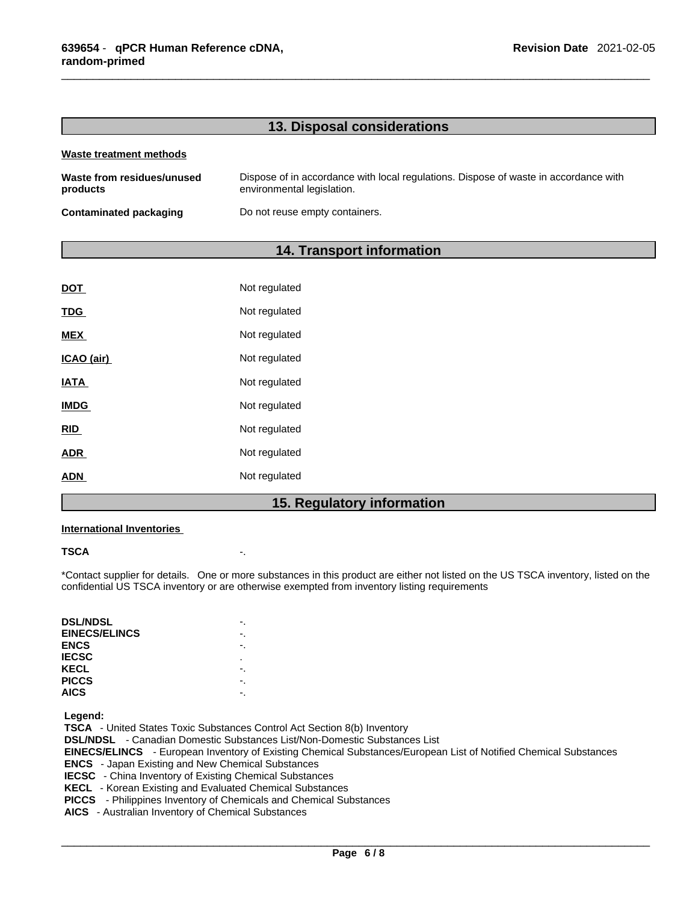## 13. Disposal considerations

**Waste treatment methods**

| | |
|---|---|
| **Waste from residues/unused products** | Dispose of in accordance with local regulations. Dispose of waste in accordance with environmental legislation. |
| **Contaminated packaging** | Do not reuse empty containers. |

## 14. Transport information

| | |
|---|---|
| **DOT** | Not regulated |
| **TDG** | Not regulated |
| **MEX** | Not regulated |
| **ICAO (air)** | Not regulated |
| **IATA** | Not regulated |
| **IMDG** | Not regulated |
| **RID** | Not regulated |
| **ADR** | Not regulated |
| **ADN** | Not regulated |

## 15. Regulatory information

**International Inventories**

**TSCA** -.

*Contact supplier for details. One or more substances in this product are either not listed on the US TSCA inventory, listed on the confidential US TSCA inventory or are otherwise exempted from inventory listing requirements

| | |
|---|---|
| **DSL/NDSL** | -. |
| **EINECS/ELINCS** | -. |
| **ENCS** | -. |
| **IECSC** | . |
| **KECL** | -. |
| **PICCS** | -. |
| **AICS** | -. |

**Legend:**

**TSCA** - United States Toxic Substances Control Act Section 8(b) Inventory
**DSL/NDSL** - Canadian Domestic Substances List/Non-Domestic Substances List
**EINECS/ELINCS** - European Inventory of Existing Chemical Substances/European List of Notified Chemical Substances
**ENCS** - Japan Existing and New Chemical Substances
**IECSC** - China Inventory of Existing Chemical Substances
**KECL** - Korean Existing and Evaluated Chemical Substances
**PICCS** - Philippines Inventory of Chemicals and Chemical Substances
**AICS** - Australian Inventory of Chemical Substances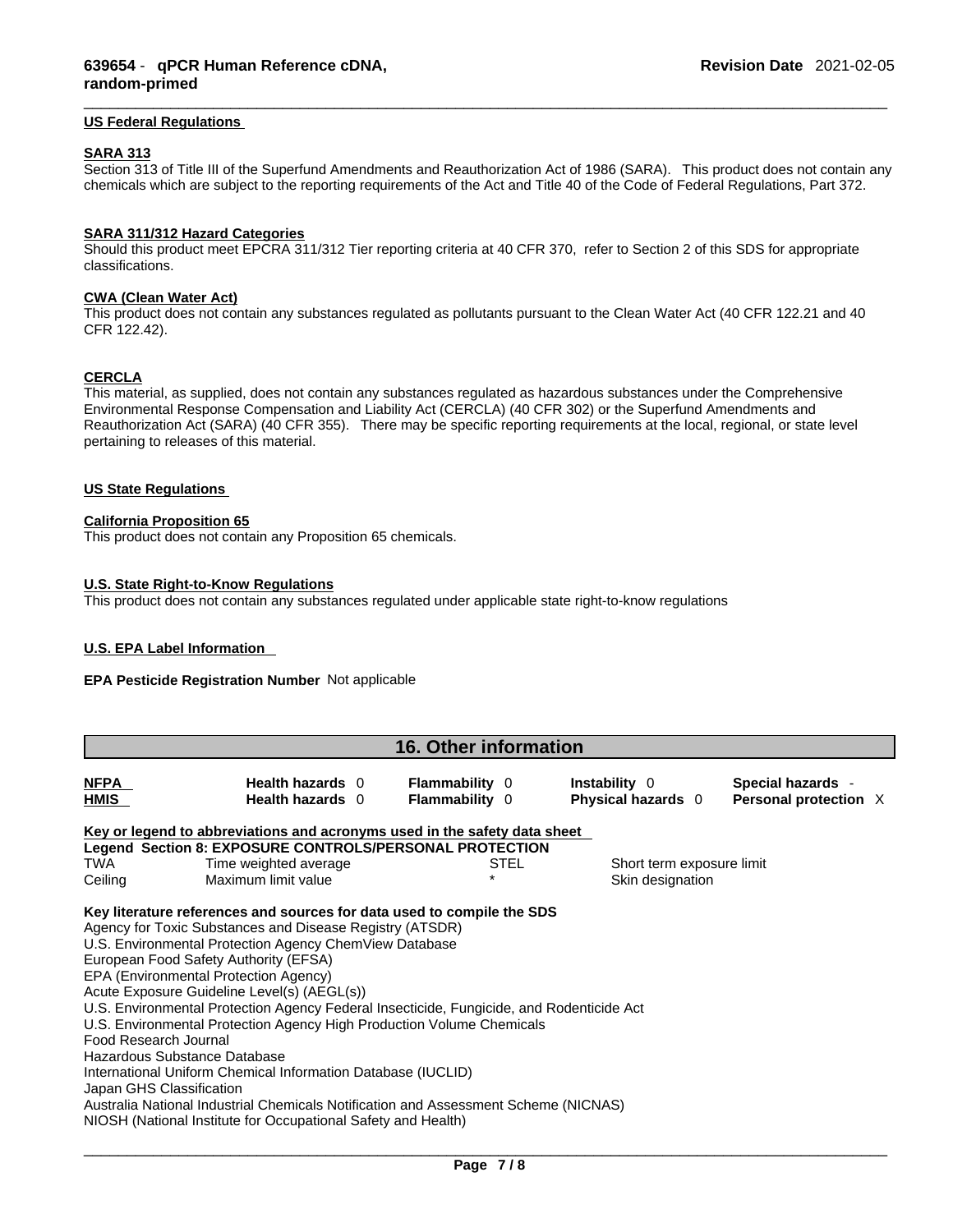**US Federal Regulations**

**SARA 313**

Section 313 of Title III of the Superfund Amendments and Reauthorization Act of 1986 (SARA). This product does not contain any chemicals which are subject to the reporting requirements of the Act and Title 40 of the Code of Federal Regulations, Part 372.

**SARA 311/312 Hazard Categories**

Should this product meet EPCRA 311/312 Tier reporting criteria at 40 CFR 370, refer to Section 2 of this SDS for appropriate classifications.

**CWA (Clean Water Act)**

This product does not contain any substances regulated as pollutants pursuant to the Clean Water Act (40 CFR 122.21 and 40 CFR 122.42).

**CERCLA**

This material, as supplied, does not contain any substances regulated as hazardous substances under the Comprehensive Environmental Response Compensation and Liability Act (CERCLA) (40 CFR 302) or the Superfund Amendments and Reauthorization Act (SARA) (40 CFR 355). There may be specific reporting requirements at the local, regional, or state level pertaining to releases of this material.

**US State Regulations**

**California Proposition 65**

This product does not contain any Proposition 65 chemicals.

**U.S. State Right-to-Know Regulations**

This product does not contain any substances regulated under applicable state right-to-know regulations

**U.S. EPA Label Information**

**EPA Pesticide Registration Number** Not applicable

## 16. Other information

| | | | | |
|---|---|---|---|---|
| **NFPA** | **Health hazards** 0 | **Flammability** 0 | **Instability** 0 | **Special hazards** - |
| **HMIS** | **Health hazards** 0 | **Flammability** 0 | **Physical hazards** 0 | **Personal protection** X |

**Key or legend to abbreviations and acronyms used in the safety data sheet**

**Legend Section 8: EXPOSURE CONTROLS/PERSONAL PROTECTION**

| | | | |
|---|---|---|---|
| TWA | Time weighted average | STEL | Short term exposure limit |
| Ceiling | Maximum limit value | * | Skin designation |

**Key literature references and sources for data used to compile the SDS**

Agency for Toxic Substances and Disease Registry (ATSDR)
U.S. Environmental Protection Agency ChemView Database
European Food Safety Authority (EFSA)
EPA (Environmental Protection Agency)
Acute Exposure Guideline Level(s) (AEGL(s))
U.S. Environmental Protection Agency Federal Insecticide, Fungicide, and Rodenticide Act
U.S. Environmental Protection Agency High Production Volume Chemicals
Food Research Journal
Hazardous Substance Database
International Uniform Chemical Information Database (IUCLID)
Japan GHS Classification
Australia National Industrial Chemicals Notification and Assessment Scheme (NICNAS)
NIOSH (National Institute for Occupational Safety and Health)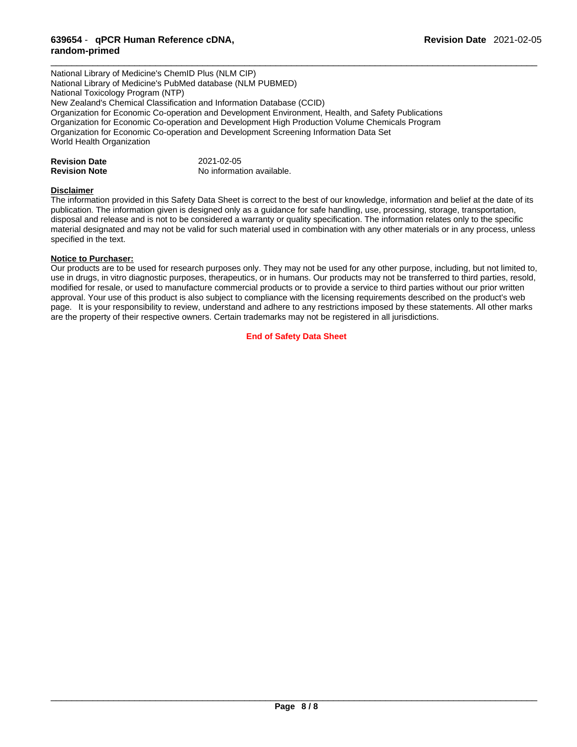National Library of Medicine's ChemID Plus (NLM CIP)
National Library of Medicine's PubMed database (NLM PUBMED)
National Toxicology Program (NTP)
New Zealand's Chemical Classification and Information Database (CCID)
Organization for Economic Co-operation and Development Environment, Health, and Safety Publications
Organization for Economic Co-operation and Development High Production Volume Chemicals Program
Organization for Economic Co-operation and Development Screening Information Data Set
World Health Organization

| | |
|---|---|
| **Revision Date** | 2021-02-05 |
| **Revision Note** | No information available. |

**Disclaimer**

The information provided in this Safety Data Sheet is correct to the best of our knowledge, information and belief at the date of its publication. The information given is designed only as a guidance for safe handling, use, processing, storage, transportation, disposal and release and is not to be considered a warranty or quality specification. The information relates only to the specific material designated and may not be valid for such material used in combination with any other materials or in any process, unless specified in the text.

**Notice to Purchaser:**

Our products are to be used for research purposes only. They may not be used for any other purpose, including, but not limited to, use in drugs, in vitro diagnostic purposes, therapeutics, or in humans. Our products may not be transferred to third parties, resold, modified for resale, or used to manufacture commercial products or to provide a service to third parties without our prior written approval. Your use of this product is also subject to compliance with the licensing requirements described on the product's web page. It is your responsibility to review, understand and adhere to any restrictions imposed by these statements. All other marks are the property of their respective owners. Certain trademarks may not be registered in all jurisdictions.

**End of Safety Data Sheet**